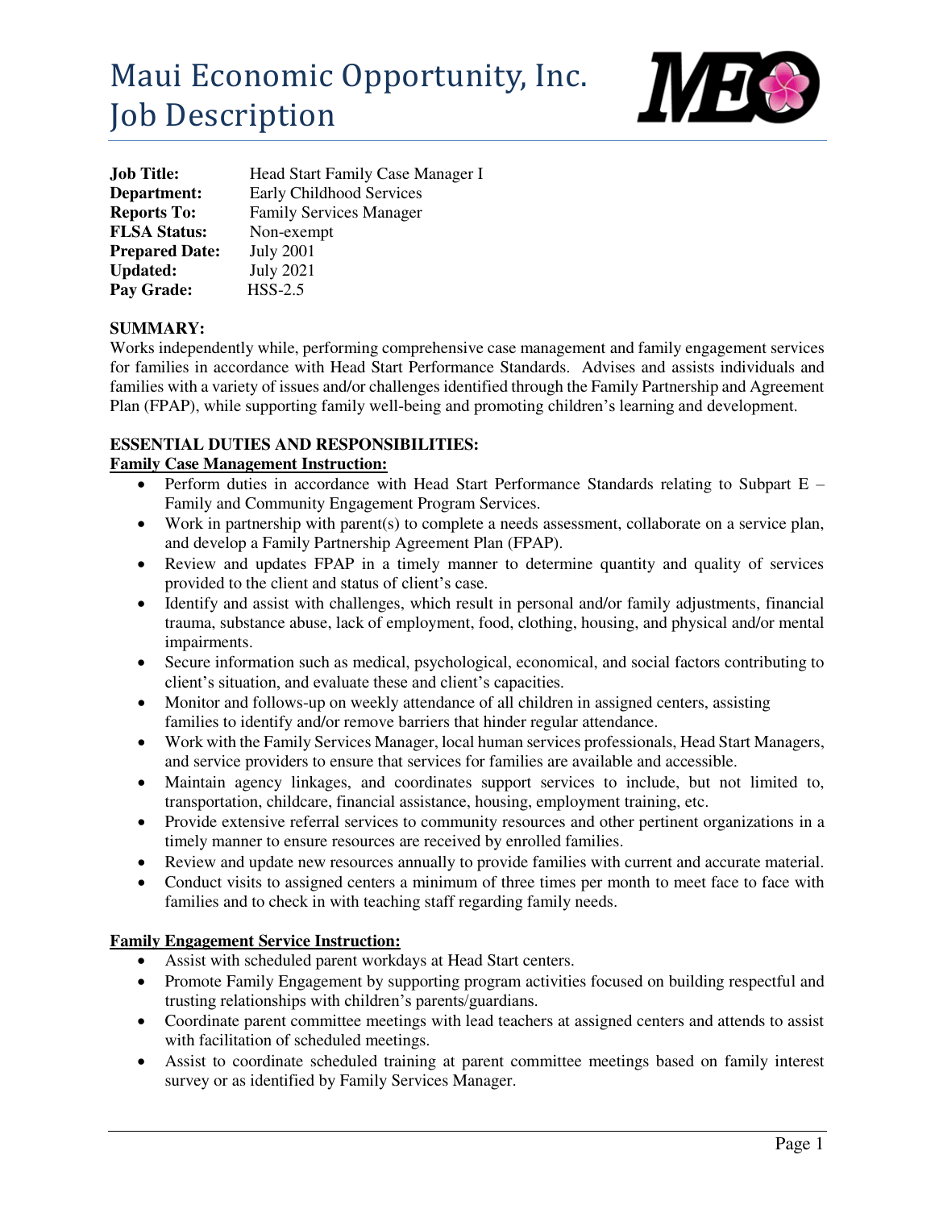# Maui Economic Opportunity, Inc.
# Job Description

**Job Title:** Head Start Family Case Manager I
**Department:** Early Childhood Services
**Reports To:** Family Services Manager
**FLSA Status:** Non-exempt
**Prepared Date:** July 2001
**Updated:** July 2021
**Pay Grade:** HSS-2.5

**SUMMARY:**

Works independently while, performing comprehensive case management and family engagement services for families in accordance with Head Start Performance Standards. Advises and assists individuals and families with a variety of issues and/or challenges identified through the Family Partnership and Agreement Plan (FPAP), while supporting family well-being and promoting children's learning and development.

**ESSENTIAL DUTIES AND RESPONSIBILITIES:**

**Family Case Management Instruction:**

- Perform duties in accordance with Head Start Performance Standards relating to Subpart E – Family and Community Engagement Program Services.
- Work in partnership with parent(s) to complete a needs assessment, collaborate on a service plan, and develop a Family Partnership Agreement Plan (FPAP).
- Review and updates FPAP in a timely manner to determine quantity and quality of services provided to the client and status of client's case.
- Identify and assist with challenges, which result in personal and/or family adjustments, financial trauma, substance abuse, lack of employment, food, clothing, housing, and physical and/or mental impairments.
- Secure information such as medical, psychological, economical, and social factors contributing to client's situation, and evaluate these and client's capacities.
- Monitor and follows-up on weekly attendance of all children in assigned centers, assisting families to identify and/or remove barriers that hinder regular attendance.
- Work with the Family Services Manager, local human services professionals, Head Start Managers, and service providers to ensure that services for families are available and accessible.
- Maintain agency linkages, and coordinates support services to include, but not limited to, transportation, childcare, financial assistance, housing, employment training, etc.
- Provide extensive referral services to community resources and other pertinent organizations in a timely manner to ensure resources are received by enrolled families.
- Review and update new resources annually to provide families with current and accurate material.
- Conduct visits to assigned centers a minimum of three times per month to meet face to face with families and to check in with teaching staff regarding family needs.

**Family Engagement Service Instruction:**

- Assist with scheduled parent workdays at Head Start centers.
- Promote Family Engagement by supporting program activities focused on building respectful and trusting relationships with children's parents/guardians.
- Coordinate parent committee meetings with lead teachers at assigned centers and attends to assist with facilitation of scheduled meetings.
- Assist to coordinate scheduled training at parent committee meetings based on family interest survey or as identified by Family Services Manager.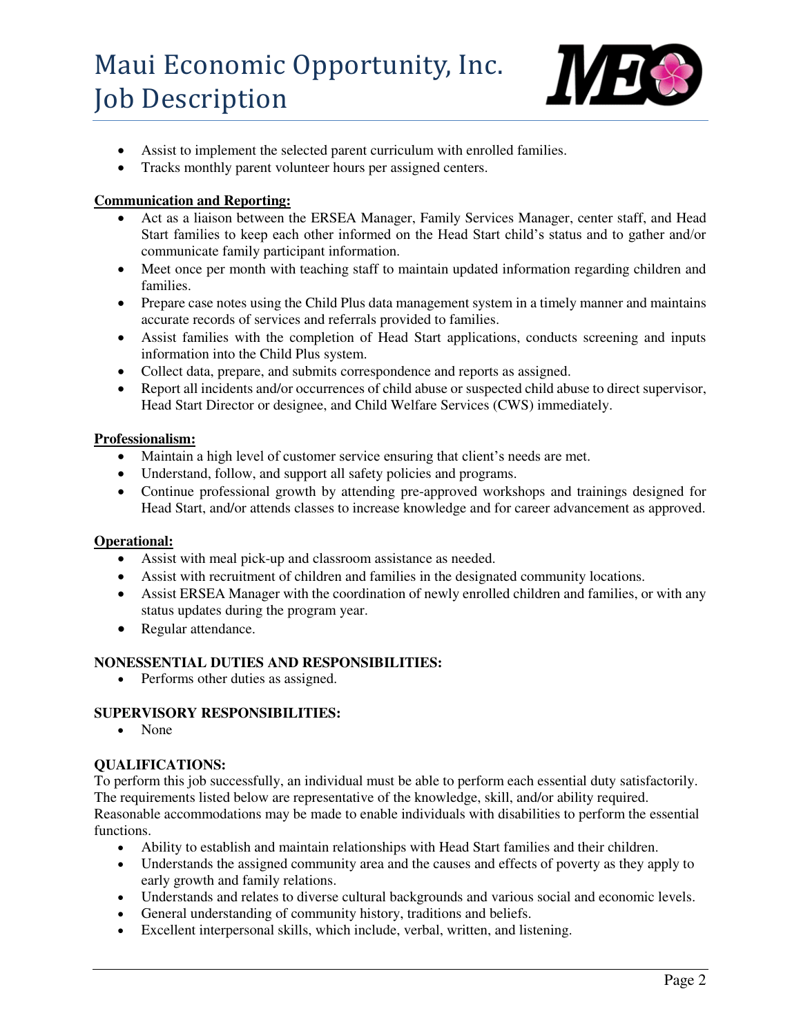- Assist to implement the selected parent curriculum with enrolled families.
- Tracks monthly parent volunteer hours per assigned centers.

**Communication and Reporting:**

- Act as a liaison between the ERSEA Manager, Family Services Manager, center staff, and Head Start families to keep each other informed on the Head Start child's status and to gather and/or communicate family participant information.
- Meet once per month with teaching staff to maintain updated information regarding children and families.
- Prepare case notes using the Child Plus data management system in a timely manner and maintains accurate records of services and referrals provided to families.
- Assist families with the completion of Head Start applications, conducts screening and inputs information into the Child Plus system.
- Collect data, prepare, and submits correspondence and reports as assigned.
- Report all incidents and/or occurrences of child abuse or suspected child abuse to direct supervisor, Head Start Director or designee, and Child Welfare Services (CWS) immediately.

**Professionalism:**

- Maintain a high level of customer service ensuring that client's needs are met.
- Understand, follow, and support all safety policies and programs.
- Continue professional growth by attending pre-approved workshops and trainings designed for Head Start, and/or attends classes to increase knowledge and for career advancement as approved.

**Operational:**

- Assist with meal pick-up and classroom assistance as needed.
- Assist with recruitment of children and families in the designated community locations.
- Assist ERSEA Manager with the coordination of newly enrolled children and families, or with any status updates during the program year.
- Regular attendance.

**NONESSENTIAL DUTIES AND RESPONSIBILITIES:**

- Performs other duties as assigned.

**SUPERVISORY RESPONSIBILITIES:**

- None

**QUALIFICATIONS:**

To perform this job successfully, an individual must be able to perform each essential duty satisfactorily. The requirements listed below are representative of the knowledge, skill, and/or ability required. Reasonable accommodations may be made to enable individuals with disabilities to perform the essential functions.

- Ability to establish and maintain relationships with Head Start families and their children.
- Understands the assigned community area and the causes and effects of poverty as they apply to early growth and family relations.
- Understands and relates to diverse cultural backgrounds and various social and economic levels.
- General understanding of community history, traditions and beliefs.
- Excellent interpersonal skills, which include, verbal, written, and listening.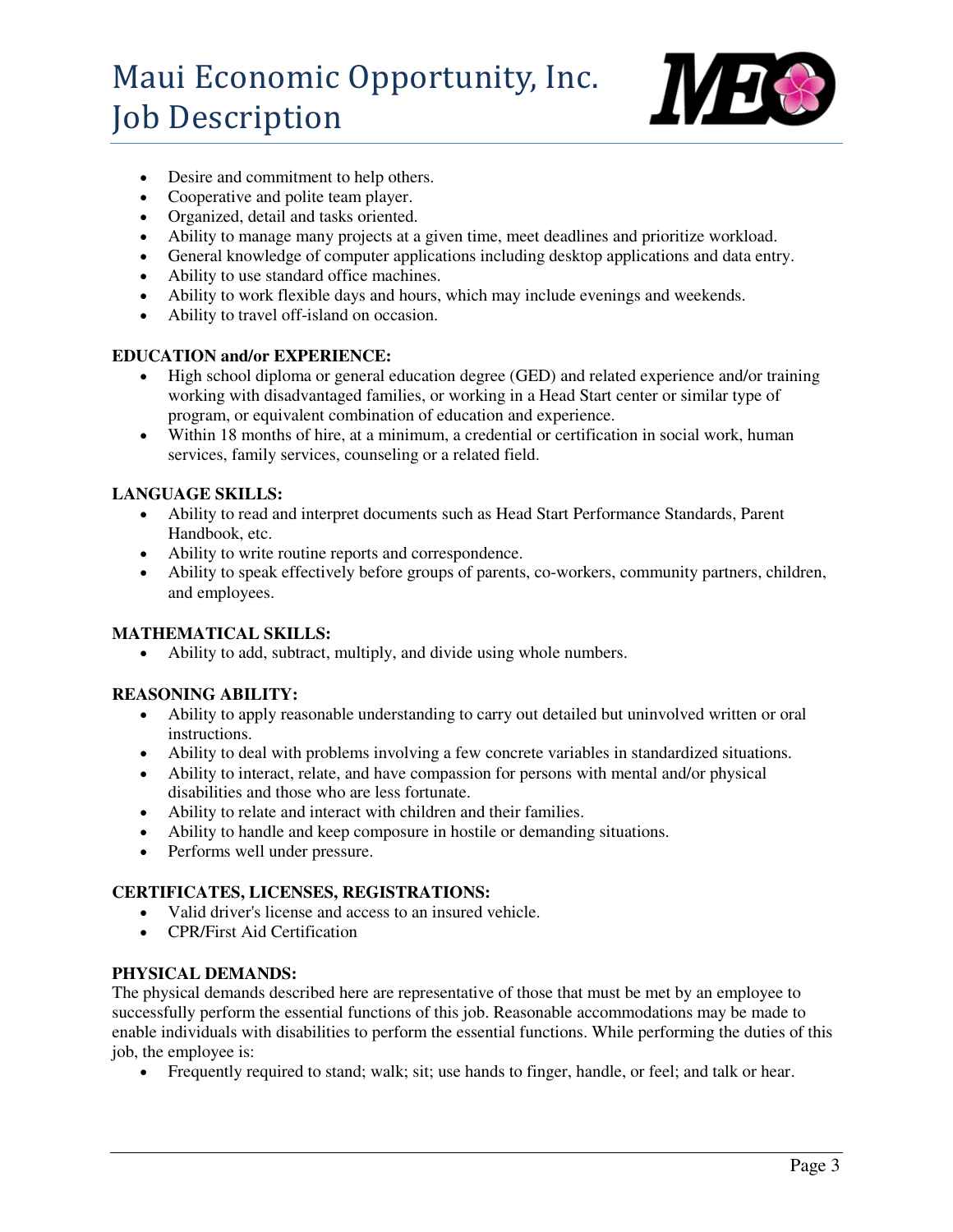- Desire and commitment to help others.
- Cooperative and polite team player.
- Organized, detail and tasks oriented.
- Ability to manage many projects at a given time, meet deadlines and prioritize workload.
- General knowledge of computer applications including desktop applications and data entry.
- Ability to use standard office machines.
- Ability to work flexible days and hours, which may include evenings and weekends.
- Ability to travel off-island on occasion.

**EDUCATION and/or EXPERIENCE:**

- High school diploma or general education degree (GED) and related experience and/or training working with disadvantaged families, or working in a Head Start center or similar type of program, or equivalent combination of education and experience.
- Within 18 months of hire, at a minimum, a credential or certification in social work, human services, family services, counseling or a related field.

**LANGUAGE SKILLS:**

- Ability to read and interpret documents such as Head Start Performance Standards, Parent Handbook, etc.
- Ability to write routine reports and correspondence.
- Ability to speak effectively before groups of parents, co-workers, community partners, children, and employees.

**MATHEMATICAL SKILLS:**

- Ability to add, subtract, multiply, and divide using whole numbers.

**REASONING ABILITY:**

- Ability to apply reasonable understanding to carry out detailed but uninvolved written or oral instructions.
- Ability to deal with problems involving a few concrete variables in standardized situations.
- Ability to interact, relate, and have compassion for persons with mental and/or physical disabilities and those who are less fortunate.
- Ability to relate and interact with children and their families.
- Ability to handle and keep composure in hostile or demanding situations.
- Performs well under pressure.

**CERTIFICATES, LICENSES, REGISTRATIONS:**

- Valid driver's license and access to an insured vehicle.
- CPR/First Aid Certification

**PHYSICAL DEMANDS:**

The physical demands described here are representative of those that must be met by an employee to successfully perform the essential functions of this job. Reasonable accommodations may be made to enable individuals with disabilities to perform the essential functions. While performing the duties of this job, the employee is:

- Frequently required to stand; walk; sit; use hands to finger, handle, or feel; and talk or hear.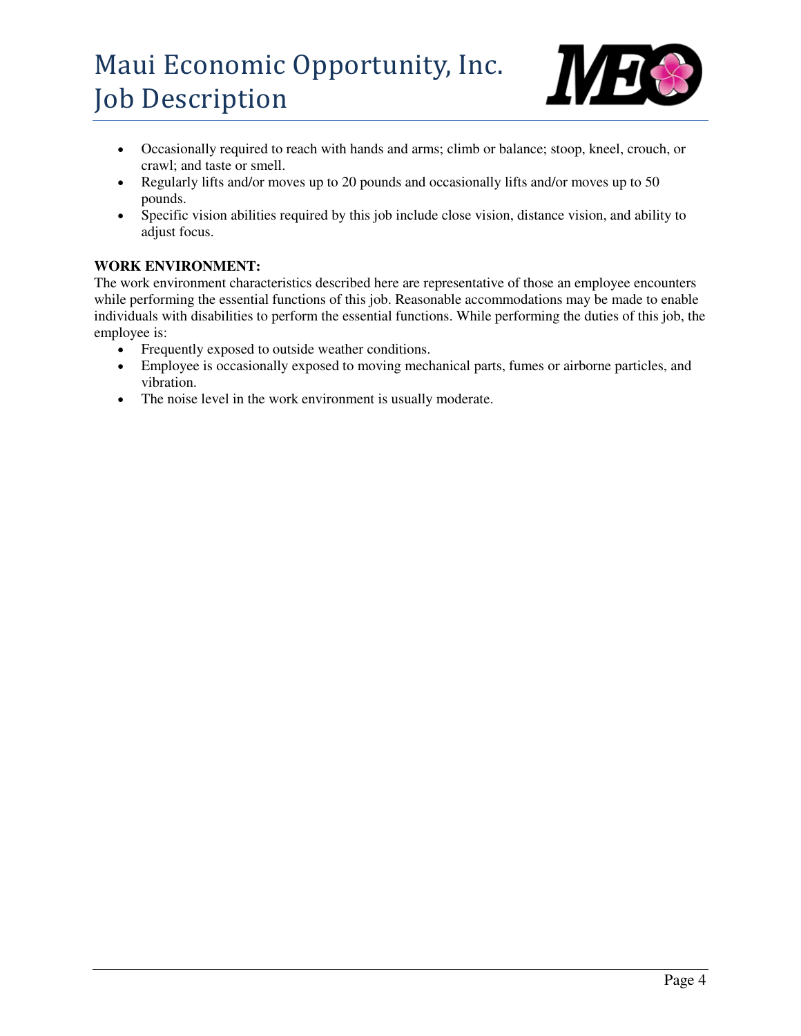- Occasionally required to reach with hands and arms; climb or balance; stoop, kneel, crouch, or crawl; and taste or smell.
- Regularly lifts and/or moves up to 20 pounds and occasionally lifts and/or moves up to 50 pounds.
- Specific vision abilities required by this job include close vision, distance vision, and ability to adjust focus.

**WORK ENVIRONMENT:**

The work environment characteristics described here are representative of those an employee encounters while performing the essential functions of this job. Reasonable accommodations may be made to enable individuals with disabilities to perform the essential functions. While performing the duties of this job, the employee is:

- Frequently exposed to outside weather conditions.
- Employee is occasionally exposed to moving mechanical parts, fumes or airborne particles, and vibration.
- The noise level in the work environment is usually moderate.